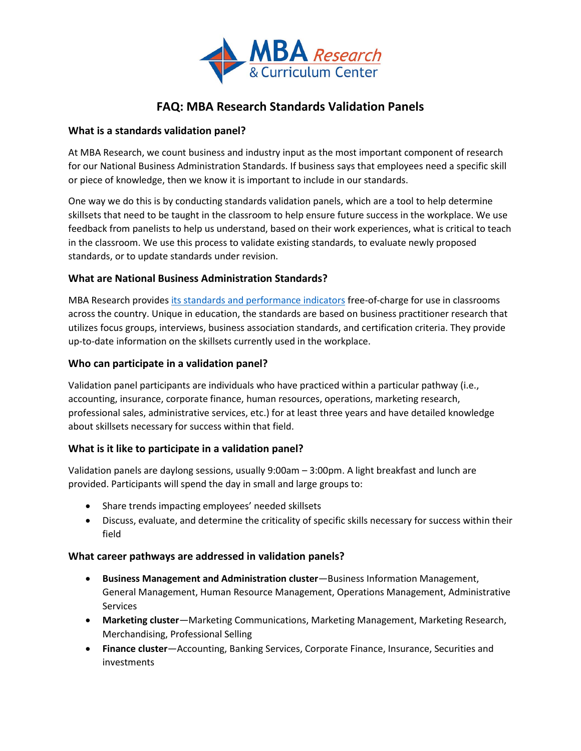# FAQ: MBA Research Standards Validation Panels

## What is a standards validation panel?

At MBA Research, we count business and industry input as the most important component of research for our National Business Administration Standards. If business says that employees need a specific skill or piece of knowledge, then we know it is important to include in our standards.

One way we do this is by conducting standards validation panels, which are a tool to help determine skillsets that need to be taught in the classroom to help ensure future success in the workplace. We use feedback from panelists to help us understand, based on their work experiences, what is critical to teach in the classroom. We use this process to validate existing standards, to evaluate newly proposed standards, or to update standards under revision.

## What are National Business Administration Standards?

MBA Research provides its standards and performance indicators free-of-charge for use in classrooms across the country. Unique in education, the standards are based on business practitioner research that utilizes focus groups, interviews, business association standards, and certification criteria. They provide up-to-date information on the skillsets currently used in the workplace.

## Who can participate in a validation panel?

Validation panel participants are individuals who have practiced within a particular pathway (i.e., accounting, insurance, corporate finance, human resources, operations, marketing research, professional sales, administrative services, etc.) for at least three years and have detailed knowledge about skillsets necessary for success within that field.

## What is it like to participate in a validation panel?

Validation panels are daylong sessions, usually 9:00am – 3:00pm. A light breakfast and lunch are provided. Participants will spend the day in small and large groups to:

- Share trends impacting employees' needed skillsets
- Discuss, evaluate, and determine the criticality of specific skills necessary for success within their field

## What career pathways are addressed in validation panels?

- **Business Management and Administration cluster**—Business Information Management, General Management, Human Resource Management, Operations Management, Administrative Services
- **Marketing cluster**—Marketing Communications, Marketing Management, Marketing Research, Merchandising, Professional Selling
- **Finance cluster**—Accounting, Banking Services, Corporate Finance, Insurance, Securities and investments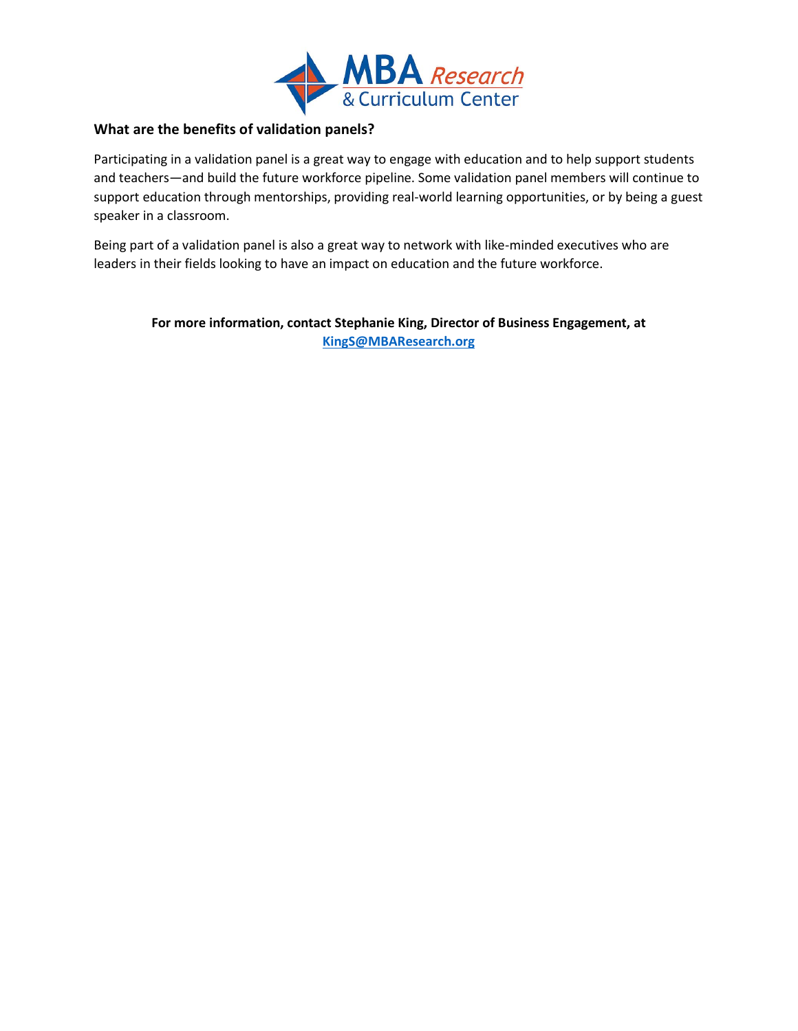### What are the benefits of validation panels?

Participating in a validation panel is a great way to engage with education and to help support students and teachers—and build the future workforce pipeline. Some validation panel members will continue to support education through mentorships, providing real-world learning opportunities, or by being a guest speaker in a classroom.

Being part of a validation panel is also a great way to network with like-minded executives who are leaders in their fields looking to have an impact on education and the future workforce.

**For more information, contact Stephanie King, Director of Business Engagement, at [KingS@MBAResearch.org](mailto:KingS@MBAResearch.org)**